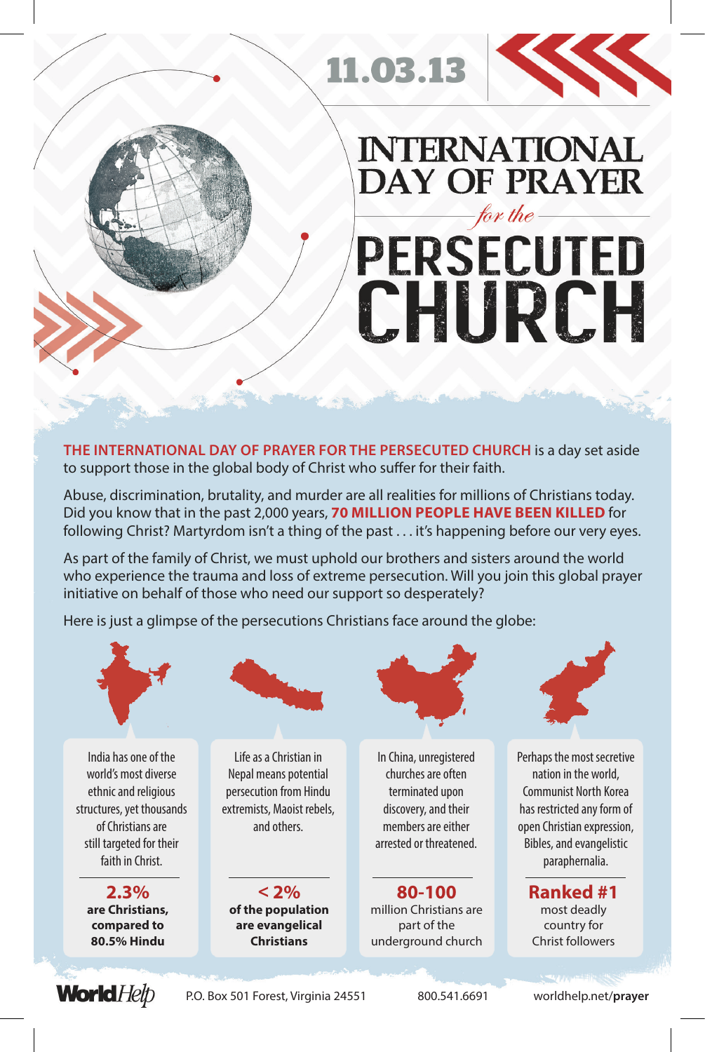11.03.13

# INTERNATIONAL DAY OF PRAYER *for the* PERSECUTED CHURCH

**THE INTERNATIONAL DAY OF PRAYER FOR THE PERSECUTED CHURCH** is a day set aside to support those in the global body of Christ who suffer for their faith.

Abuse, discrimination, brutality, and murder are all realities for millions of Christians today. Did you know that in the past 2,000 years, **70 MILLION PEOPLE HAVE BEEN KILLED** for following Christ? Martyrdom isn't a thing of the past . . . it's happening before our very eyes.

As part of the family of Christ, we must uphold our brothers and sisters around the world who experience the trauma and loss of extreme persecution. Will you join this global prayer initiative on behalf of those who need our support so desperately?

Here is just a glimpse of the persecutions Christians face around the globe:

India has one of the world's most diverse ethnic and religious structures, yet thousands of Christians are still targeted for their faith in Christ.

**2.3%**
**are Christians, compared to 80.5% Hindu**

Life as a Christian in Nepal means potential persecution from Hindu extremists, Maoist rebels, and others.

**< 2%**
**of the population are evangelical Christians**

In China, unregistered churches are often terminated upon discovery, and their members are either arrested or threatened.

**80-100**
million Christians are part of the underground church

Perhaps the most secretive nation in the world, Communist North Korea has restricted any form of open Christian expression, Bibles, and evangelistic paraphernalia.

**Ranked #1**
most deadly country for Christ followers

**World***Help* P.O. Box 501 Forest, Virginia 24551 800.541.6691 worldhelp.net/**prayer**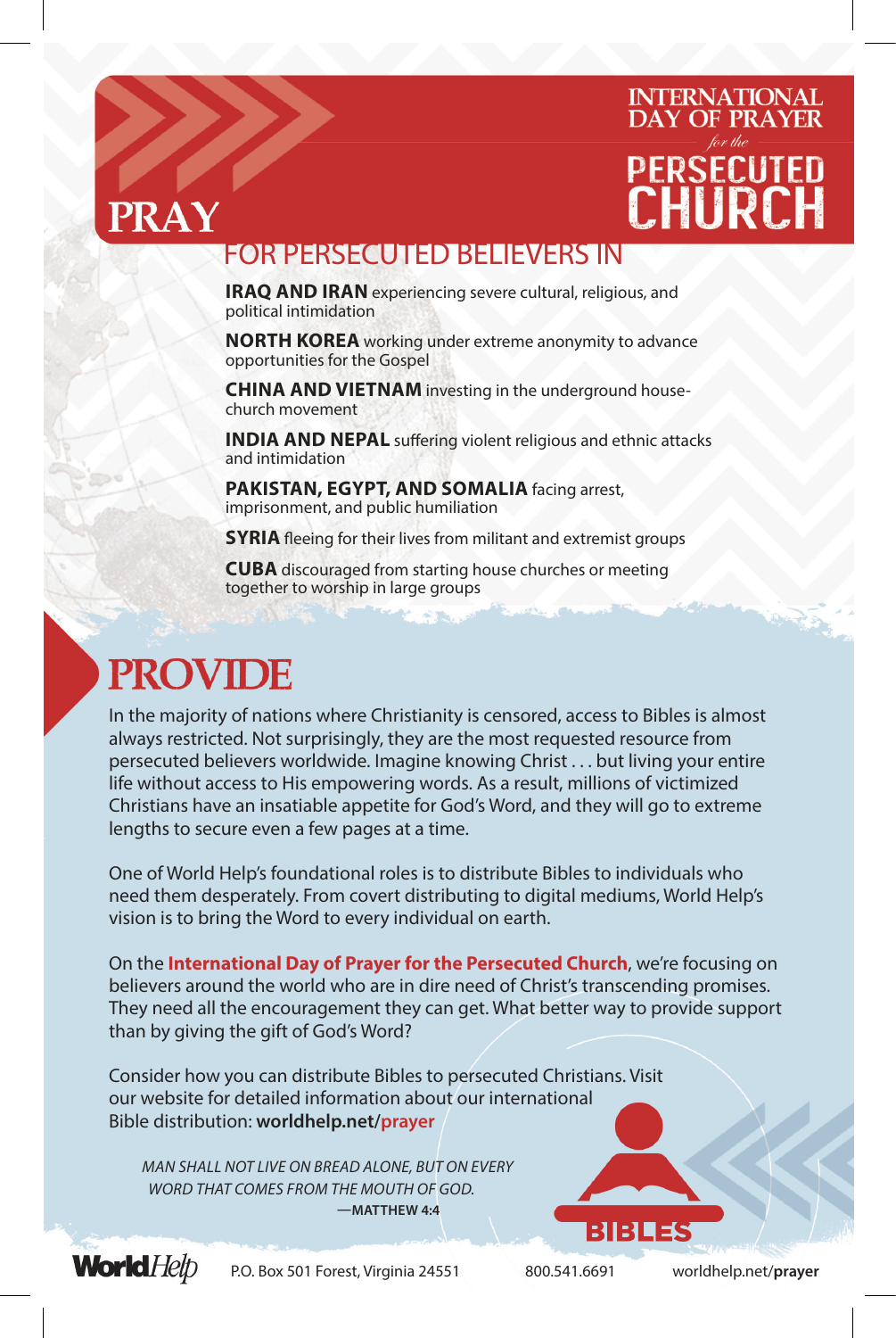INTERNATIONAL DAY OF PRAYER *for the* PERSECUTED CHURCH

# PRAY

## FOR PERSECUTED BELIEVERS IN

**IRAQ AND IRAN** experiencing severe cultural, religious, and political intimidation

**NORTH KOREA** working under extreme anonymity to advance opportunities for the Gospel

**CHINA AND VIETNAM** investing in the underground house-church movement

**INDIA AND NEPAL** suffering violent religious and ethnic attacks and intimidation

**PAKISTAN, EGYPT, AND SOMALIA** facing arrest, imprisonment, and public humiliation

**SYRIA** fleeing for their lives from militant and extremist groups

**CUBA** discouraged from starting house churches or meeting together to worship in large groups

# PROVIDE

In the majority of nations where Christianity is censored, access to Bibles is almost always restricted. Not surprisingly, they are the most requested resource from persecuted believers worldwide. Imagine knowing Christ . . . but living your entire life without access to His empowering words. As a result, millions of victimized Christians have an insatiable appetite for God's Word, and they will go to extreme lengths to secure even a few pages at a time.

One of World Help's foundational roles is to distribute Bibles to individuals who need them desperately. From covert distributing to digital mediums, World Help's vision is to bring the Word to every individual on earth.

On the **International Day of Prayer for the Persecuted Church**, we're focusing on believers around the world who are in dire need of Christ's transcending promises. They need all the encouragement they can get. What better way to provide support than by giving the gift of God's Word?

Consider how you can distribute Bibles to persecuted Christians. Visit our website for detailed information about our international Bible distribution: **worldhelp.net/prayer**

*MAN SHALL NOT LIVE ON BREAD ALONE, BUT ON EVERY WORD THAT COMES FROM THE MOUTH OF GOD.*
—**MATTHEW 4:4**

BIBLES

World Help P.O. Box 501 Forest, Virginia 24551 800.541.6691 worldhelp.net/**prayer**